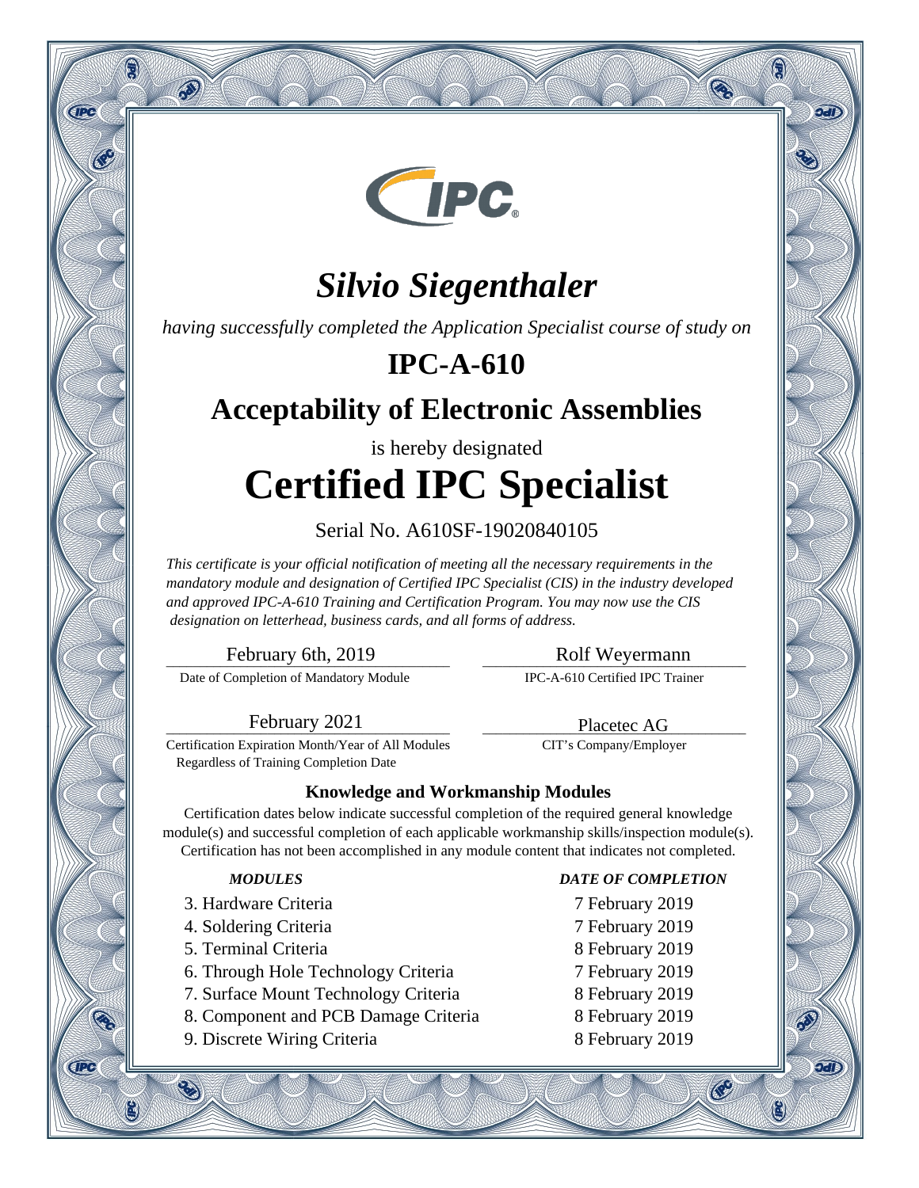# *Silvio Siegenthaler*

*having successfully completed the Application Specialist course of study on*

## IPC-A-610

## Acceptability of Electronic Assemblies

is hereby designated

# Certified IPC Specialist

Serial No. A610SF-19020840105

*This certificate is your official notification of meeting all the necessary requirements in the mandatory module and designation of Certified IPC Specialist (CIS) in the industry developed and approved IPC-A-610 Training and Certification Program. You may now use the CIS designation on letterhead, business cards, and all forms of address.*

February 6th, 2019
Date of Completion of Mandatory Module

Rolf Weyermann
IPC-A-610 Certified IPC Trainer

February 2021
Certification Expiration Month/Year of All Modules Regardless of Training Completion Date

Placetec AG
CIT's Company/Employer

### Knowledge and Workmanship Modules

Certification dates below indicate successful completion of the required general knowledge module(s) and successful completion of each applicable workmanship skills/inspection module(s). Certification has not been accomplished in any module content that indicates not completed.

| *MODULES* | *DATE OF COMPLETION* |
| --- | --- |
| 3. Hardware Criteria | 7 February 2019 |
| 4. Soldering Criteria | 7 February 2019 |
| 5. Terminal Criteria | 8 February 2019 |
| 6. Through Hole Technology Criteria | 7 February 2019 |
| 7. Surface Mount Technology Criteria | 8 February 2019 |
| 8. Component and PCB Damage Criteria | 8 February 2019 |
| 9. Discrete Wiring Criteria | 8 February 2019 |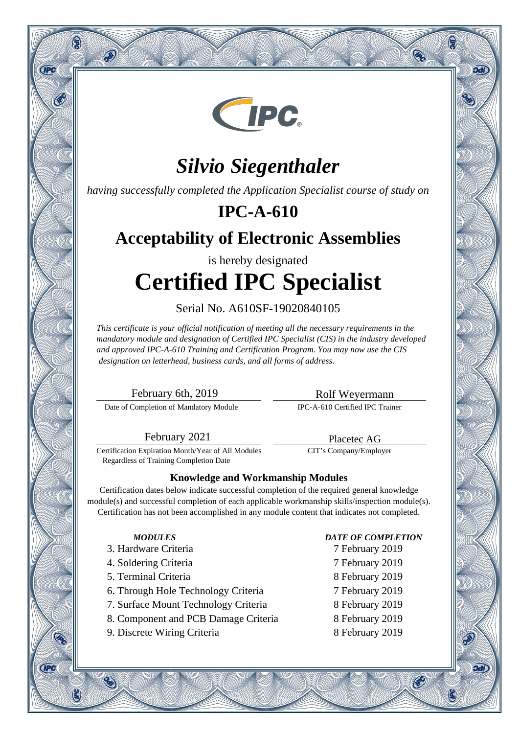# Silvio Siegenthaler

*having successfully completed the Application Specialist course of study on*

## IPC-A-610

## Acceptability of Electronic Assemblies

is hereby designated

# Certified IPC Specialist

Serial No. A610SF-19020840105

*This certificate is your official notification of meeting all the necessary requirements in the mandatory module and designation of Certified IPC Specialist (CIS) in the industry developed and approved IPC-A-610 Training and Certification Program. You may now use the CIS designation on letterhead, business cards, and all forms of address.*

February 6th, 2019
Date of Completion of Mandatory Module

Rolf Weyermann
IPC-A-610 Certified IPC Trainer

February 2021
Certification Expiration Month/Year of All Modules Regardless of Training Completion Date

Placetec AG
CIT's Company/Employer

**Knowledge and Workmanship Modules**

Certification dates below indicate successful completion of the required general knowledge module(s) and successful completion of each applicable workmanship skills/inspection module(s). Certification has not been accomplished in any module content that indicates not completed.

| *MODULES* | *DATE OF COMPLETION* |
| --- | --- |
| 3. Hardware Criteria | 7 February 2019 |
| 4. Soldering Criteria | 7 February 2019 |
| 5. Terminal Criteria | 8 February 2019 |
| 6. Through Hole Technology Criteria | 7 February 2019 |
| 7. Surface Mount Technology Criteria | 8 February 2019 |
| 8. Component and PCB Damage Criteria | 8 February 2019 |
| 9. Discrete Wiring Criteria | 8 February 2019 |